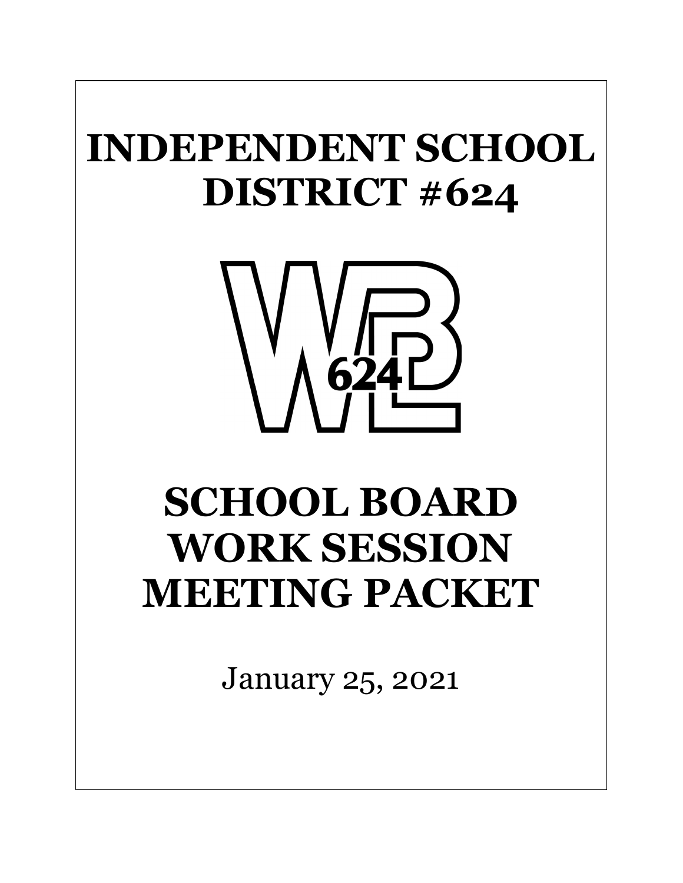# INDEPENDENT SCHOOL DISTRICT #624

# SCHOOL BOARD WORK SESSION MEETING PACKET

January 25, 2021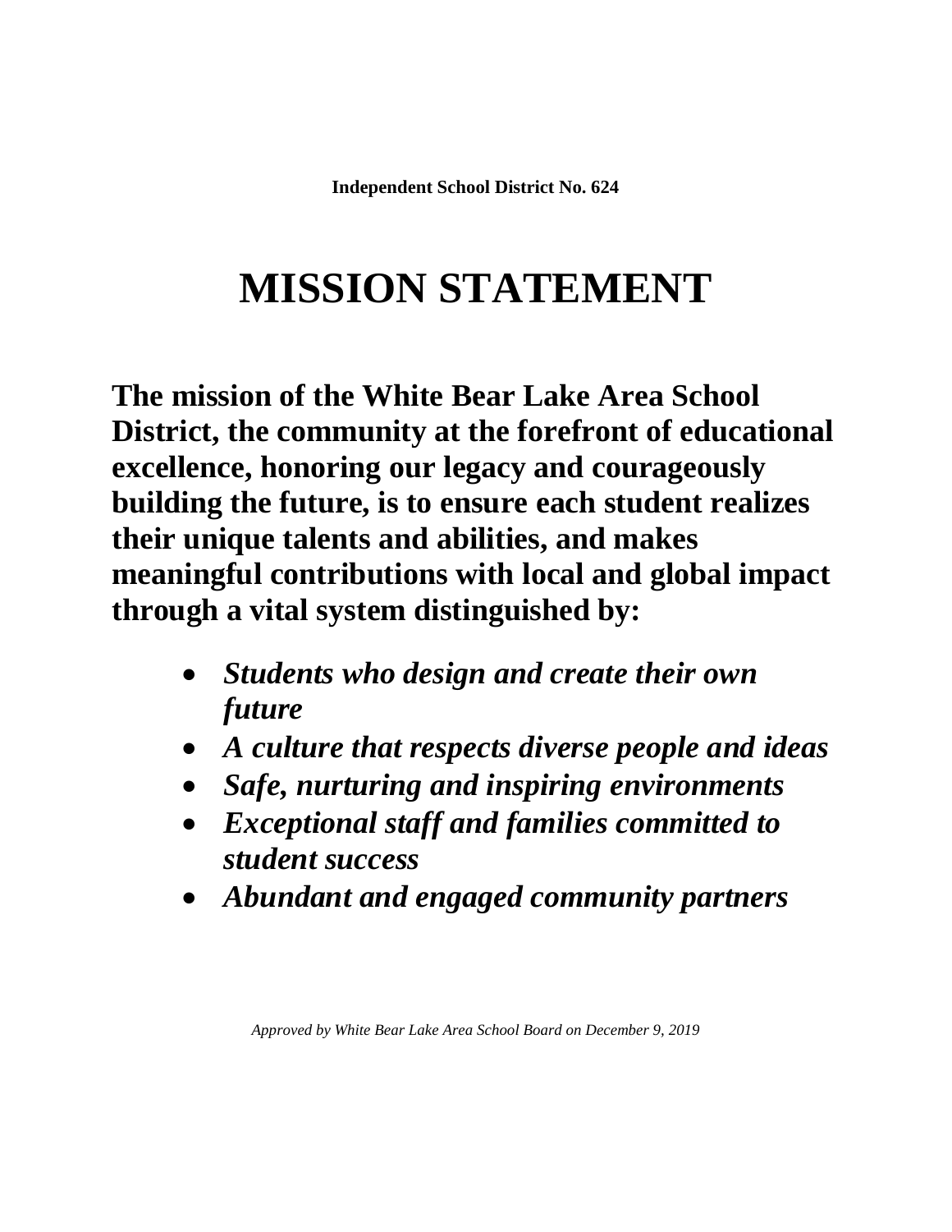**Independent School District No. 624**

# MISSION STATEMENT

**The mission of the White Bear Lake Area School District, the community at the forefront of educational excellence, honoring our legacy and courageously building the future, is to ensure each student realizes their unique talents and abilities, and makes meaningful contributions with local and global impact through a vital system distinguished by:**

- ***Students who design and create their own future***
- ***A culture that respects diverse people and ideas***
- ***Safe, nurturing and inspiring environments***
- ***Exceptional staff and families committed to student success***
- ***Abundant and engaged community partners***

*Approved by White Bear Lake Area School Board on December 9, 2019*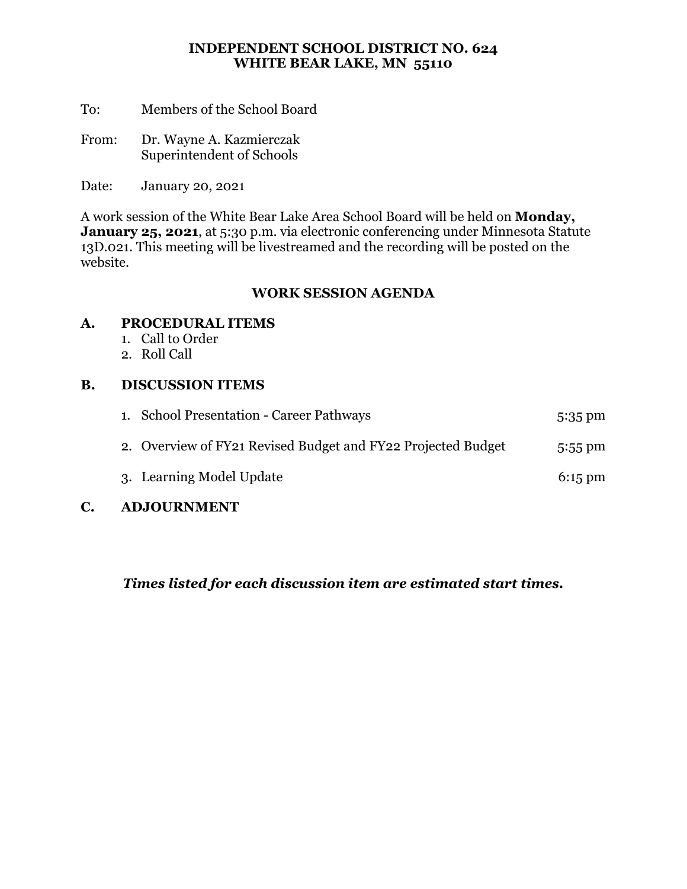**INDEPENDENT SCHOOL DISTRICT NO. 624**
**WHITE BEAR LAKE, MN 55110**

To: Members of the School Board

From: Dr. Wayne A. Kazmierczak
Superintendent of Schools

Date: January 20, 2021

A work session of the White Bear Lake Area School Board will be held on **Monday, January 25, 2021**, at 5:30 p.m. via electronic conferencing under Minnesota Statute 13D.021. This meeting will be livestreamed and the recording will be posted on the website.

## WORK SESSION AGENDA

### A. PROCEDURAL ITEMS

1. Call to Order
2. Roll Call

### B. DISCUSSION ITEMS

1. School Presentation - Career Pathways — 5:35 pm
2. Overview of FY21 Revised Budget and FY22 Projected Budget — 5:55 pm
3. Learning Model Update — 6:15 pm

### C. ADJOURNMENT

***Times listed for each discussion item are estimated start times.***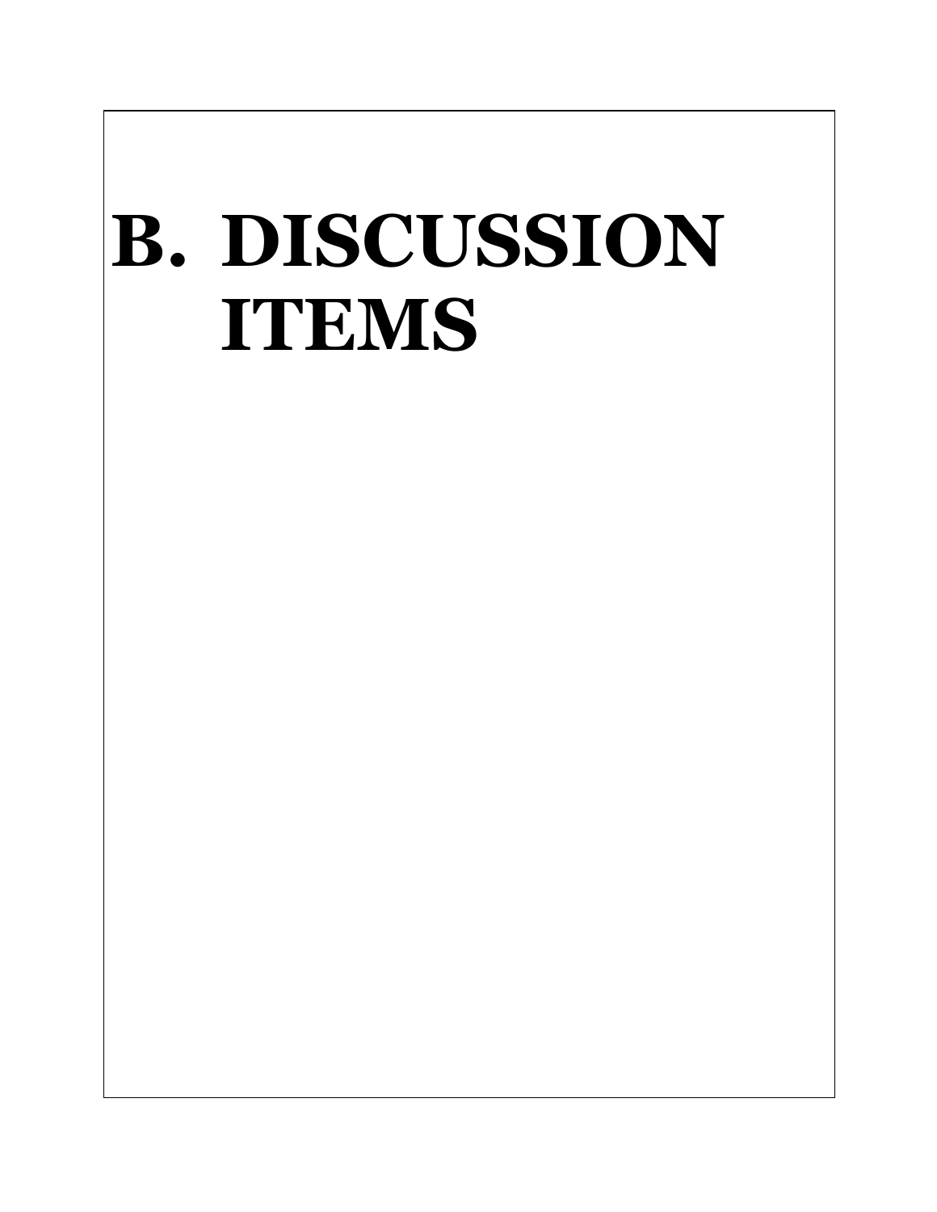# B. DISCUSSION ITEMS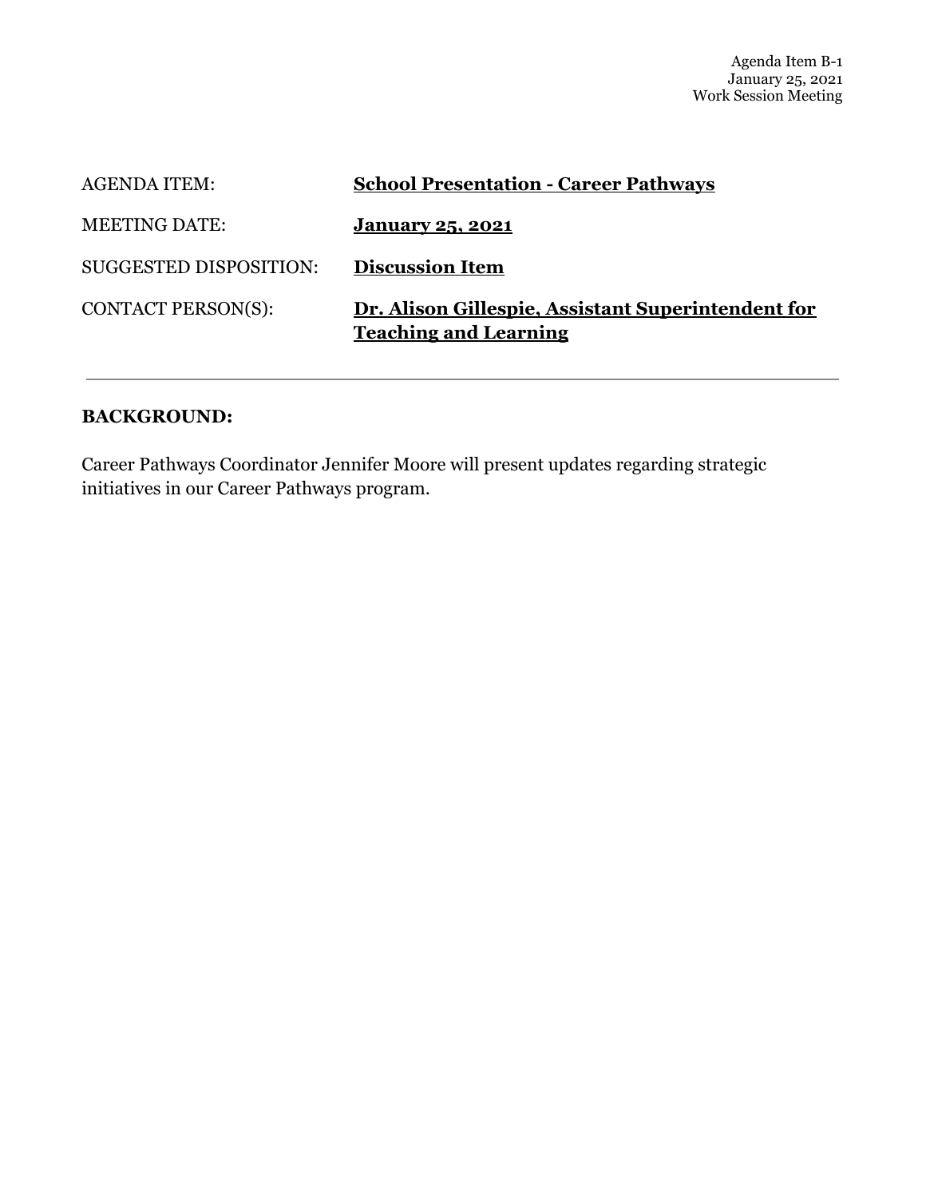Agenda Item B-1
January 25, 2021
Work Session Meeting

| | |
|---|---|
| AGENDA ITEM: | **School Presentation - Career Pathways** |
| MEETING DATE: | **January 25, 2021** |
| SUGGESTED DISPOSITION: | **Discussion Item** |
| CONTACT PERSON(S): | **Dr. Alison Gillespie, Assistant Superintendent for Teaching and Learning** |

---

**BACKGROUND:**

Career Pathways Coordinator Jennifer Moore will present updates regarding strategic initiatives in our Career Pathways program.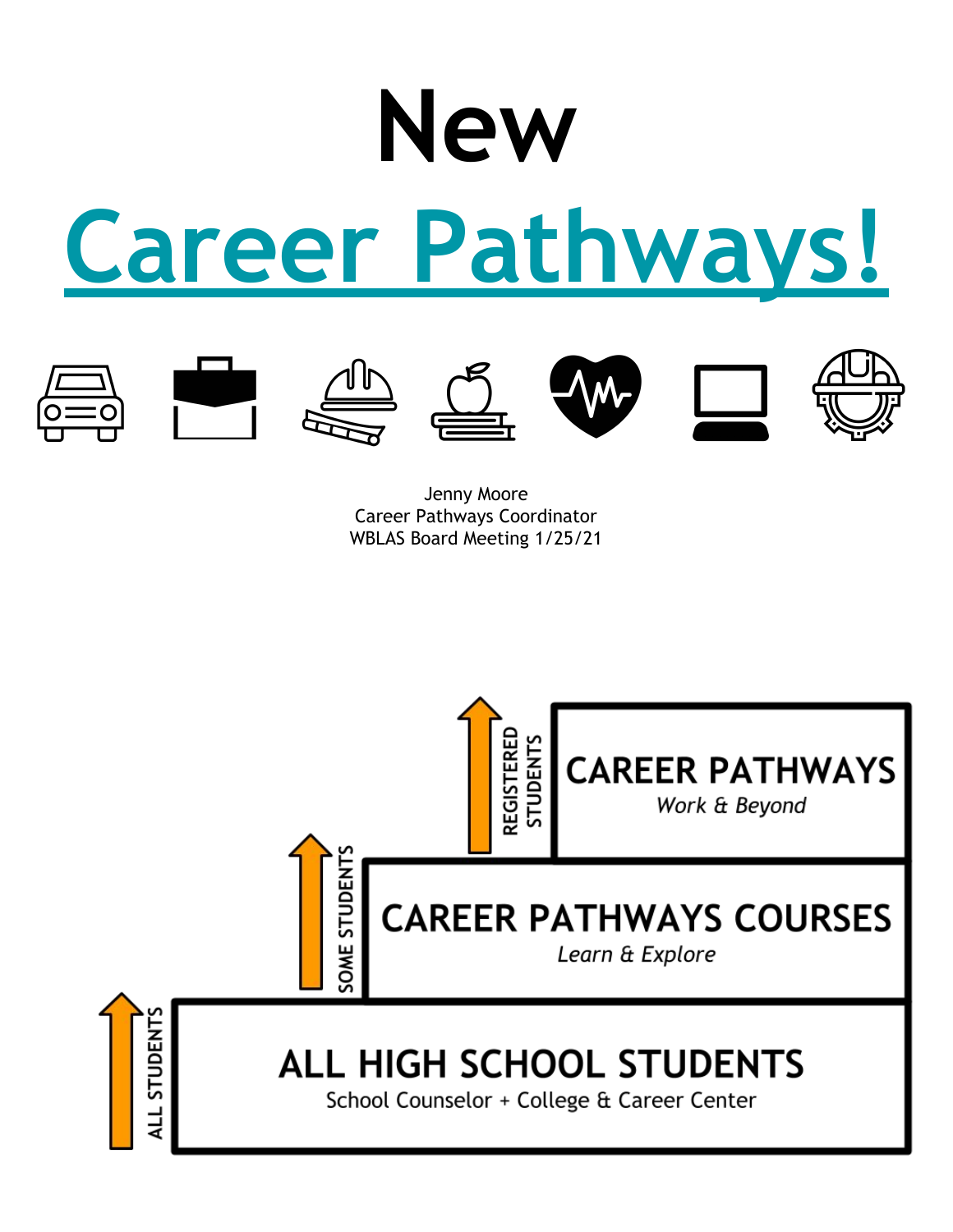# New

# Career Pathways!

Jenny Moore
Career Pathways Coordinator
WBLAS Board Meeting 1/25/21

REGISTERED STUDENTS

**CAREER PATHWAYS**
*Work & Beyond*

SOME STUDENTS

**CAREER PATHWAYS COURSES**
*Learn & Explore*

ALL STUDENTS

**ALL HIGH SCHOOL STUDENTS**
School Counselor + College & Career Center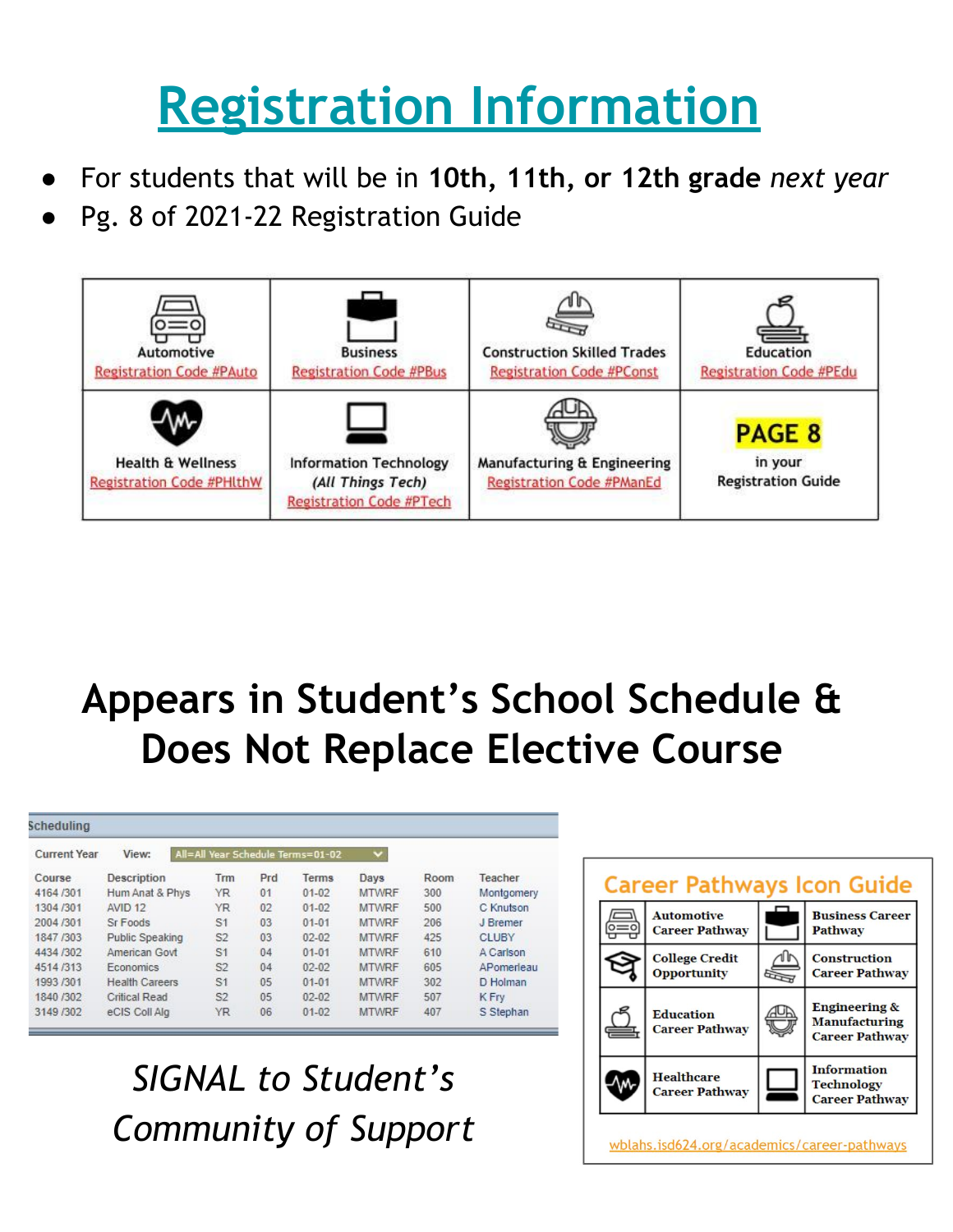# Registration Information

- For students that will be in **10th, 11th, or 12th grade** *next year*
- Pg. 8 of 2021-22 Registration Guide

| | | | |
|---|---|---|---|
| Automotive<br>Registration Code #PAuto | Business<br>Registration Code #PBus | Construction Skilled Trades<br>Registration Code #PConst | Education<br>Registration Code #PEdu |
| Health & Wellness<br>Registration Code #PHlthW | Information Technology<br>*(All Things Tech)*<br>Registration Code #PTech | Manufacturing & Engineering<br>Registration Code #PManEd | **PAGE 8**<br>in your<br>Registration Guide |

# Appears in Student's School Schedule & Does Not Replace Elective Course

Scheduling

Current Year View: All=All Year Schedule Terms=01-02

| Course | Description | Trm | Prd | Terms | Days | Room | Teacher |
|---|---|---|---|---|---|---|---|
| 4164 /301 | Hum Anat & Phys | YR | 01 | 01-02 | MTWRF | 300 | Montgomery |
| 1304 /301 | AVID 12 | YR | 02 | 01-02 | MTWRF | 500 | C Knutson |
| 2004 /301 | Sr Foods | S1 | 03 | 01-01 | MTWRF | 206 | J Bremer |
| 1847 /303 | Public Speaking | S2 | 03 | 02-02 | MTWRF | 425 | CLUBY |
| 4434 /302 | American Govt | S1 | 04 | 01-01 | MTWRF | 610 | A Carlson |
| 4514 /313 | Economics | S2 | 04 | 02-02 | MTWRF | 605 | APomerleau |
| 1993 /301 | Health Careers | S1 | 05 | 01-01 | MTWRF | 302 | D Holman |
| 1840 /302 | Critical Read | S2 | 05 | 02-02 | MTWRF | 507 | K Fry |
| 3149 /302 | eCIS Coll Alg | YR | 06 | 01-02 | MTWRF | 407 | S Stephan |

*SIGNAL to Student's Community of Support*

## Career Pathways Icon Guide

| | |
|---|---|
| Automotive Career Pathway | Business Career Pathway |
| College Credit Opportunity | Construction Career Pathway |
| Education Career Pathway | Engineering & Manufacturing Career Pathway |
| Healthcare Career Pathway | Information Technology Career Pathway |

wblahs.isd624.org/academics/career-pathways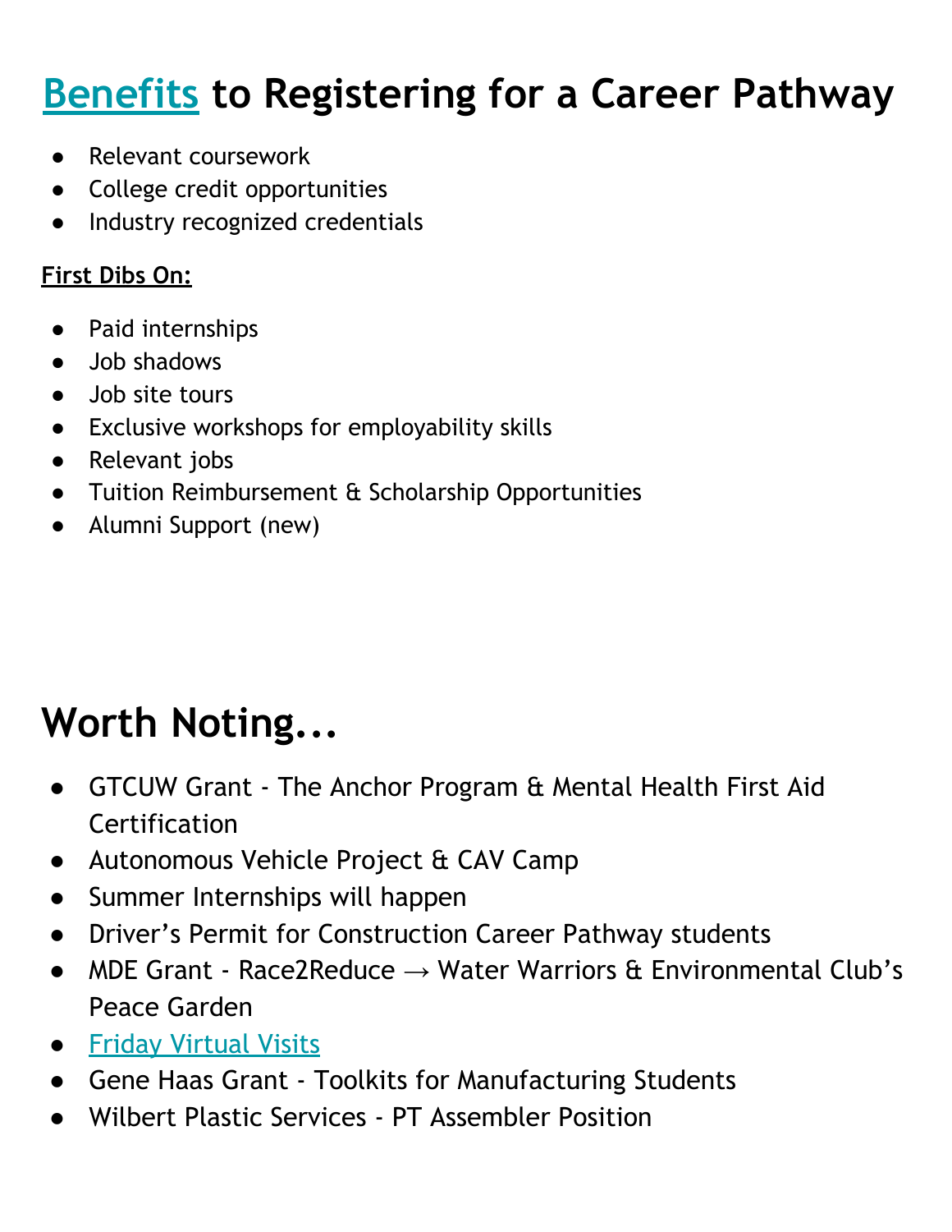# Benefits to Registering for a Career Pathway

- Relevant coursework
- College credit opportunities
- Industry recognized credentials

**First Dibs On:**

- Paid internships
- Job shadows
- Job site tours
- Exclusive workshops for employability skills
- Relevant jobs
- Tuition Reimbursement & Scholarship Opportunities
- Alumni Support (new)

# Worth Noting...

- GTCUW Grant - The Anchor Program & Mental Health First Aid Certification
- Autonomous Vehicle Project & CAV Camp
- Summer Internships will happen
- Driver's Permit for Construction Career Pathway students
- MDE Grant - Race2Reduce → Water Warriors & Environmental Club's Peace Garden
- Friday Virtual Visits
- Gene Haas Grant - Toolkits for Manufacturing Students
- Wilbert Plastic Services - PT Assembler Position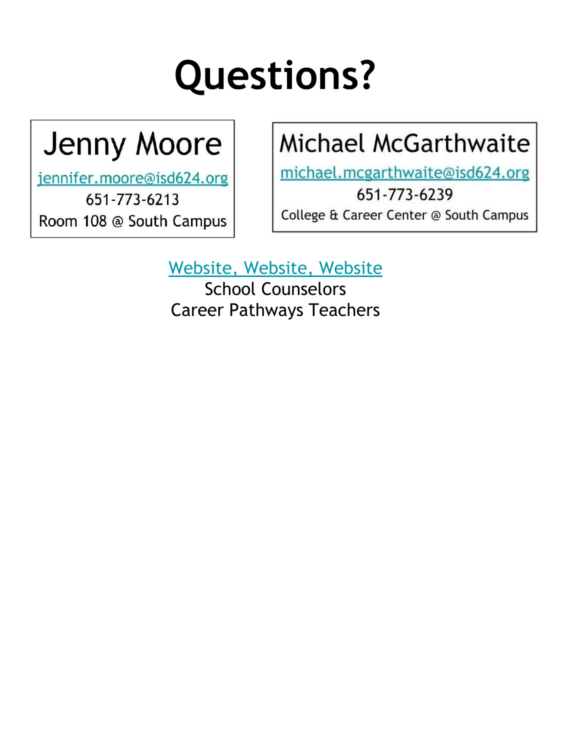# Questions?

| Jenny Moore |
|---|
| jennifer.moore@isd624.org |
| 651-773-6213 |
| Room 108 @ South Campus |

| Michael McGarthwaite |
|---|
| michael.mcgarthwaite@isd624.org |
| 651-773-6239 |
| College & Career Center @ South Campus |

Website, Website, Website

School Counselors

Career Pathways Teachers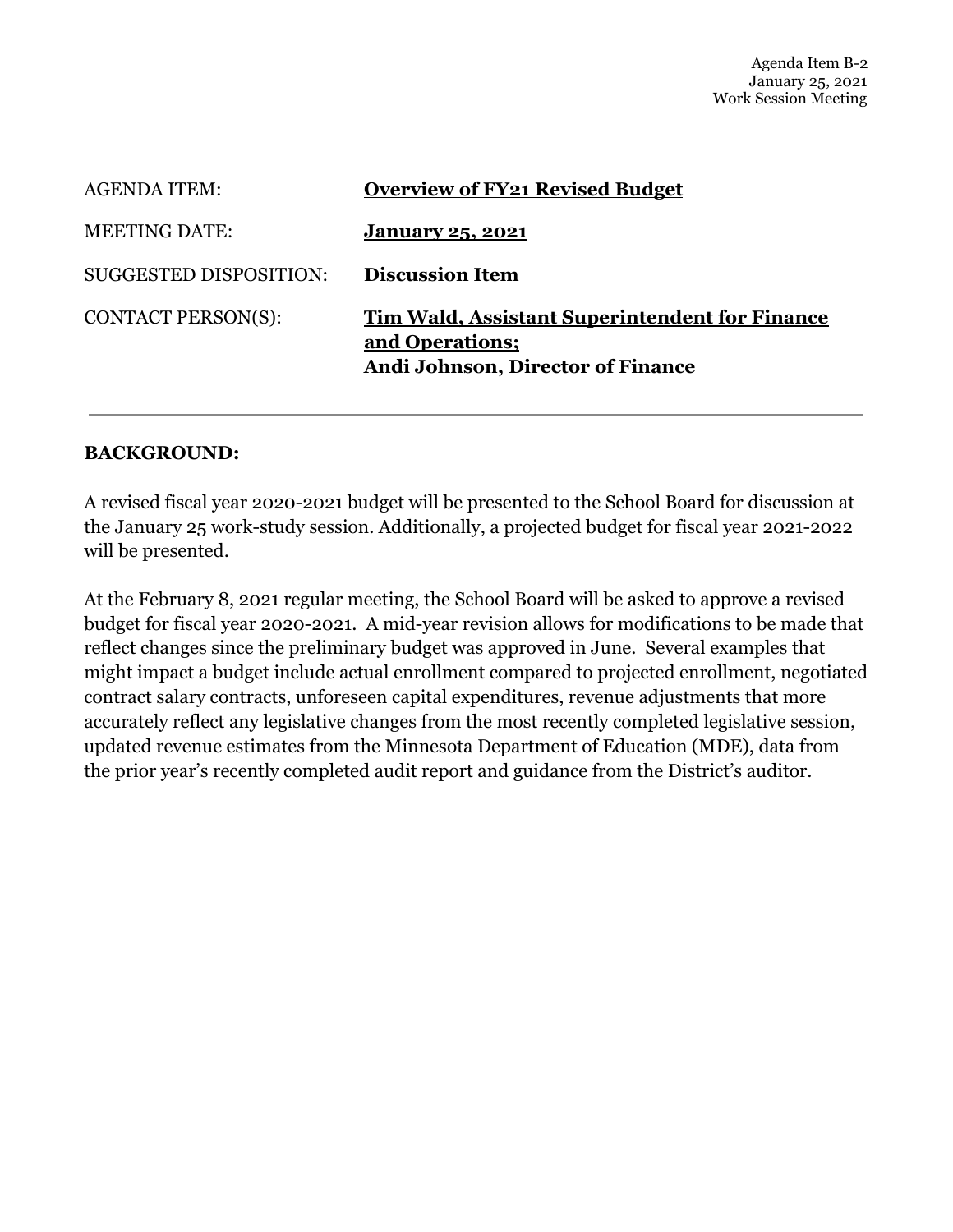Agenda Item B-2
January 25, 2021
Work Session Meeting

AGENDA ITEM: **Overview of FY21 Revised Budget**

MEETING DATE: **January 25, 2021**

SUGGESTED DISPOSITION: **Discussion Item**

CONTACT PERSON(S): **Tim Wald, Assistant Superintendent for Finance and Operations;**
**Andi Johnson, Director of Finance**

---

**BACKGROUND:**

A revised fiscal year 2020-2021 budget will be presented to the School Board for discussion at the January 25 work-study session. Additionally, a projected budget for fiscal year 2021-2022 will be presented.

At the February 8, 2021 regular meeting, the School Board will be asked to approve a revised budget for fiscal year 2020-2021. A mid-year revision allows for modifications to be made that reflect changes since the preliminary budget was approved in June. Several examples that might impact a budget include actual enrollment compared to projected enrollment, negotiated contract salary contracts, unforeseen capital expenditures, revenue adjustments that more accurately reflect any legislative changes from the most recently completed legislative session, updated revenue estimates from the Minnesota Department of Education (MDE), data from the prior year's recently completed audit report and guidance from the District's auditor.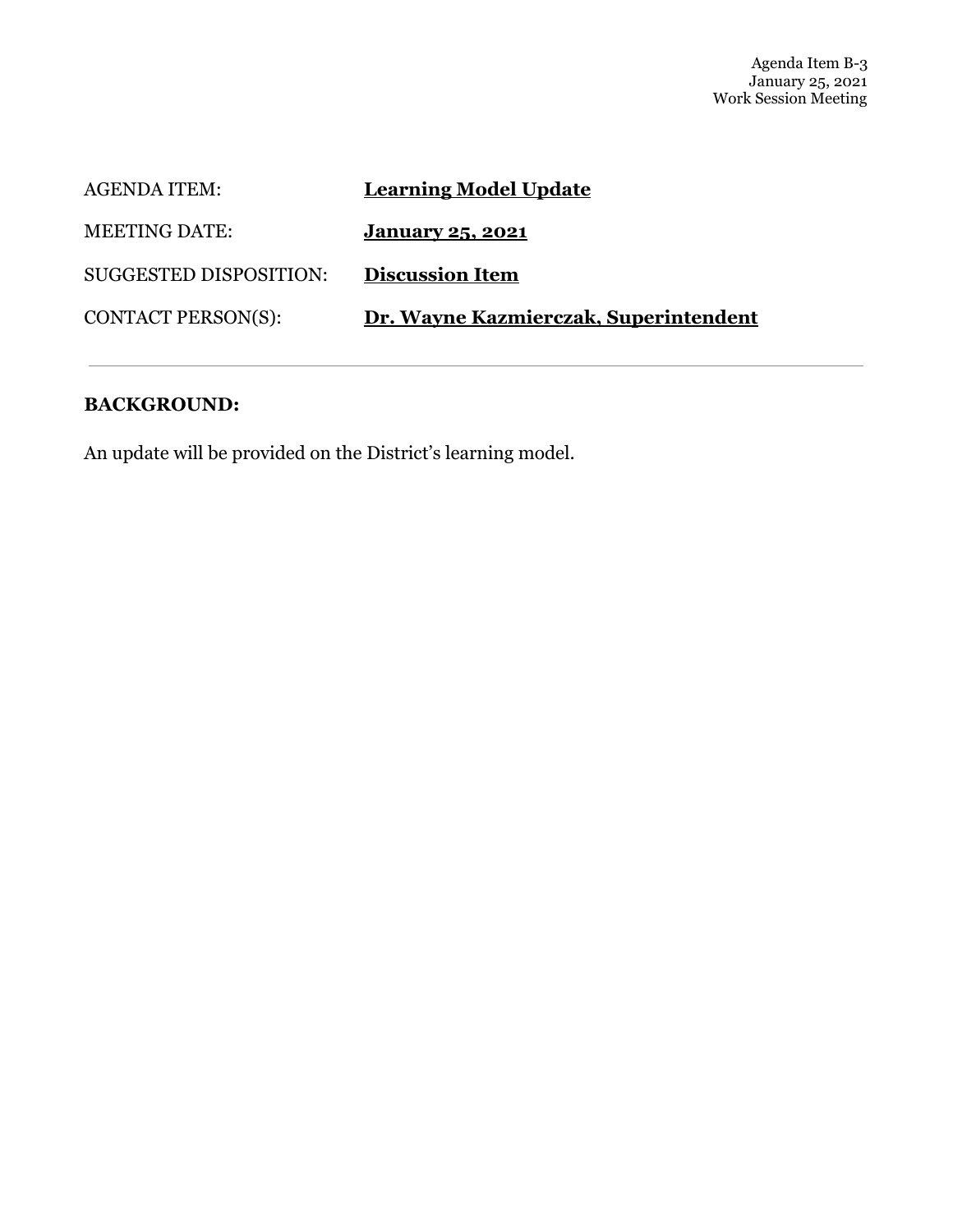Agenda Item B-3
January 25, 2021
Work Session Meeting

| | |
|---|---|
| AGENDA ITEM: | **Learning Model Update** |
| MEETING DATE: | **January 25, 2021** |
| SUGGESTED DISPOSITION: | **Discussion Item** |
| CONTACT PERSON(S): | **Dr. Wayne Kazmierczak, Superintendent** |

---

**BACKGROUND:**

An update will be provided on the District's learning model.